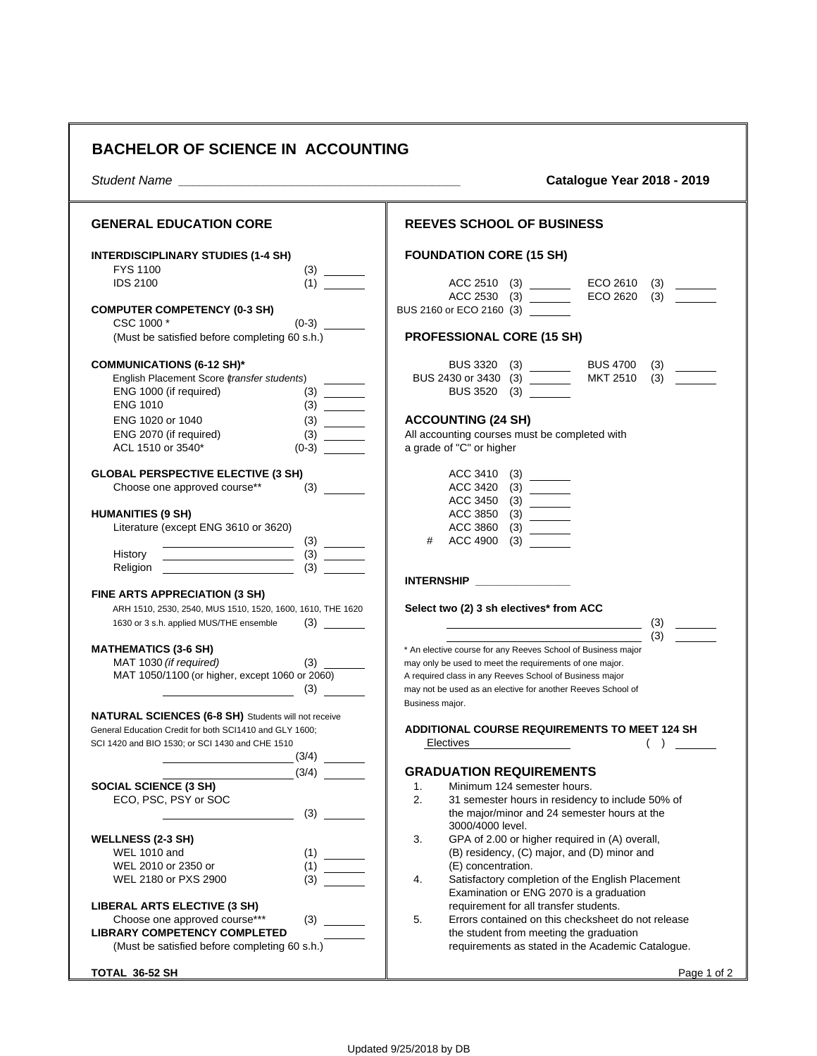# BACHELOR OF SCIENCE IN ACCOUNTING

*Student Name* ________________________________________ **Catalogue Year 2018 - 2019**

## GENERAL EDUCATION CORE

**INTERDISCIPLINARY STUDIES (1-4 SH)**

- FYS 1100 (3) _______
- IDS 2100 (1) _______

**COMPUTER COMPETENCY (0-3 SH)**

- CSC 1000 * (0-3) _______
- (Must be satisfied before completing 60 s.h.)

**COMMUNICATIONS (6-12 SH)***

- English Placement Score (*transfer students*) _______
- ENG 1000 (if required) (3) _______
- ENG 1010 (3) _______
- ENG 1020 or 1040 (3) _______
- ENG 2070 (if required) (3) _______
- ACL 1510 or 3540* (0-3) _______

**GLOBAL PERSPECTIVE ELECTIVE (3 SH)**

- Choose one approved course** (3) _______

**HUMANITIES (9 SH)**

- Literature (except ENG 3610 or 3620)
- _______________ (3) _______
- History _______________ (3) _______
- Religion _______________ (3) _______

**FINE ARTS APPRECIATION (3 SH)**

- ARH 1510, 2530, 2540, MUS 1510, 1520, 1600, 1610, THE 1620 1630 or 3 s.h. applied MUS/THE ensemble (3) _______

**MATHEMATICS (3-6 SH)**

- MAT 1030 *(if required)* (3) _______
- MAT 1050/1100 (or higher, except 1060 or 2060)
- _______________ (3) _______

**NATURAL SCIENCES (6-8 SH)** Students will not receive General Education Credit for both SCI1410 and GLY 1600; SCI 1420 and BIO 1530; or SCI 1430 and CHE 1510

- _______________ (3/4) _______
- _______________ (3/4) _______

**SOCIAL SCIENCE (3 SH)**

- ECO, PSC, PSY or SOC
- _______________ (3) _______

**WELLNESS (2-3 SH)**

- WEL 1010 and (1) _______
- WEL 2010 or 2350 or (1) _______
- WEL 2180 or PXS 2900 (3) _______

**LIBERAL ARTS ELECTIVE (3 SH)**

- Choose one approved course*** (3) _______

**LIBRARY COMPETENCY COMPLETED** _______

- (Must be satisfied before completing 60 s.h.)

**TOTAL 36-52 SH**

## REEVES SCHOOL OF BUSINESS

**FOUNDATION CORE (15 SH)**

- ACC 2510 (3) _______
- ACC 2530 (3) _______
- BUS 2160 or ECO 2160 (3) _______
- ECO 2610 (3) _______
- ECO 2620 (3) _______

**PROFESSIONAL CORE (15 SH)**

- BUS 3320 (3) _______
- BUS 2430 or 3430 (3) _______
- BUS 3520 (3) _______
- BUS 4700 (3) _______
- MKT 2510 (3) _______

**ACCOUNTING (24 SH)**

All accounting courses must be completed with a grade of "C" or higher

- ACC 3410 (3) _______
- ACC 3420 (3) _______
- ACC 3450 (3) _______
- ACC 3850 (3) _______
- ACC 3860 (3) _______
- # ACC 4900 (3) _______

**INTERNSHIP** _______________

**Select two (2) 3 sh electives* from ACC**

- _______________ (3) _______
- _______________ (3) _______

\* An elective course for any Reeves School of Business major may only be used to meet the requirements of one major. A required class in any Reeves School of Business major may not be used as an elective for another Reeves School of Business major.

**ADDITIONAL COURSE REQUIREMENTS TO MEET 124 SH**

- Electives _______________ ( ) _______

## GRADUATION REQUIREMENTS

1. Minimum 124 semester hours.
2. 31 semester hours in residency to include 50% of the major/minor and 24 semester hours at the 3000/4000 level.
3. GPA of 2.00 or higher required in (A) overall, (B) residency, (C) major, and (D) minor and (E) concentration.
4. Satisfactory completion of the English Placement Examination or ENG 2070 is a graduation requirement for all transfer students.
5. Errors contained on this checksheet do not release the student from meeting the graduation requirements as stated in the Academic Catalogue.

Updated 9/25/2018 by DB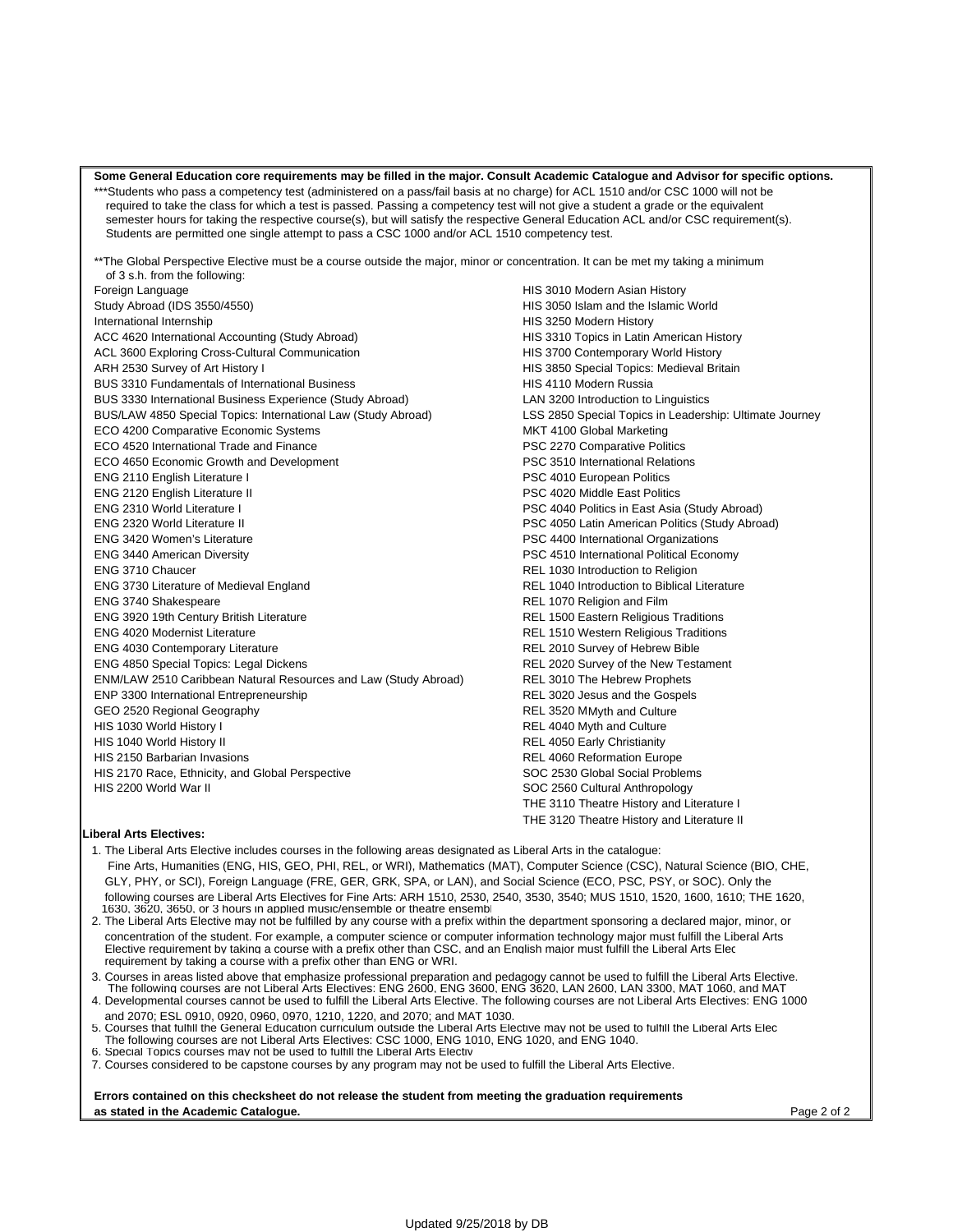**Some General Education core requirements may be filled in the major. Consult Academic Catalogue and Advisor for specific options.**

***Students who pass a competency test (administered on a pass/fail basis at no charge) for ACL 1510 and/or CSC 1000 will not be required to take the class for which a test is passed. Passing a competency test will not give a student a grade or the equivalent semester hours for taking the respective course(s), but will satisfy the respective General Education ACL and/or CSC requirement(s). Students are permitted one single attempt to pass a CSC 1000 and/or ACL 1510 competency test.

**The Global Perspective Elective must be a course outside the major, minor or concentration. It can be met my taking a minimum of 3 s.h. from the following:

- Foreign Language
- Study Abroad (IDS 3550/4550)
- International Internship
- ACC 4620 International Accounting (Study Abroad)
- ACL 3600 Exploring Cross-Cultural Communication
- ARH 2530 Survey of Art History I
- BUS 3310 Fundamentals of International Business
- BUS 3330 International Business Experience (Study Abroad)
- BUS/LAW 4850 Special Topics: International Law (Study Abroad)
- ECO 4200 Comparative Economic Systems
- ECO 4520 International Trade and Finance
- ECO 4650 Economic Growth and Development
- ENG 2110 English Literature I
- ENG 2120 English Literature II
- ENG 2310 World Literature I
- ENG 2320 World Literature II
- ENG 3420 Women's Literature
- ENG 3440 American Diversity
- ENG 3710 Chaucer
- ENG 3730 Literature of Medieval England
- ENG 3740 Shakespeare
- ENG 3920 19th Century British Literature
- ENG 4020 Modernist Literature
- ENG 4030 Contemporary Literature
- ENG 4850 Special Topics: Legal Dickens
- ENM/LAW 2510 Caribbean Natural Resources and Law (Study Abroad)
- ENP 3300 International Entrepreneurship
- GEO 2520 Regional Geography
- HIS 1030 World History I
- HIS 1040 World History II
- HIS 2150 Barbarian Invasions
- HIS 2170 Race, Ethnicity, and Global Perspective
- HIS 2200 World War II
- HIS 3010 Modern Asian History
- HIS 3050 Islam and the Islamic World
- HIS 3250 Modern History
- HIS 3310 Topics in Latin American History
- HIS 3700 Contemporary World History
- HIS 3850 Special Topics: Medieval Britain
- HIS 4110 Modern Russia
- LAN 3200 Introduction to Linguistics
- LSS 2850 Special Topics in Leadership: Ultimate Journey
- MKT 4100 Global Marketing
- PSC 2270 Comparative Politics
- PSC 3510 International Relations
- PSC 4010 European Politics
- PSC 4020 Middle East Politics
- PSC 4040 Politics in East Asia (Study Abroad)
- PSC 4050 Latin American Politics (Study Abroad)
- PSC 4400 International Organizations
- PSC 4510 International Political Economy
- REL 1030 Introduction to Religion
- REL 1040 Introduction to Biblical Literature
- REL 1070 Religion and Film
- REL 1500 Eastern Religious Traditions
- REL 1510 Western Religious Traditions
- REL 2010 Survey of Hebrew Bible
- REL 2020 Survey of the New Testament
- REL 3010 The Hebrew Prophets
- REL 3020 Jesus and the Gospels
- REL 3520 MMyth and Culture
- REL 4040 Myth and Culture
- REL 4050 Early Christianity
- REL 4060 Reformation Europe
- SOC 2530 Global Social Problems
- SOC 2560 Cultural Anthropology
- THE 3110 Theatre History and Literature I
- THE 3120 Theatre History and Literature II

**Liberal Arts Electives:**

1. The Liberal Arts Elective includes courses in the following areas designated as Liberal Arts in the catalogue: Fine Arts, Humanities (ENG, HIS, GEO, PHI, REL, or WRI), Mathematics (MAT), Computer Science (CSC), Natural Science (BIO, CHE, GLY, PHY, or SCI), Foreign Language (FRE, GER, GRK, SPA, or LAN), and Social Science (ECO, PSC, PSY, or SOC). Only the following courses are Liberal Arts Electives for Fine Arts: ARH 1510, 2530, 2540, 3530, 3540; MUS 1510, 1520, 1600, 1610; THE 1620, 1630, 3620, 3650, or 3 hours in applied music/ensemble or theatre ensembl
2. The Liberal Arts Elective may not be fulfilled by any course with a prefix within the department sponsoring a declared major, minor, or concentration of the student. For example, a computer science or computer information technology major must fulfill the Liberal Arts Elective requirement by taking a course with a prefix other than CSC, and an English major must fulfill the Liberal Arts Elec requirement by taking a course with a prefix other than ENG or WRI.
3. Courses in areas listed above that emphasize professional preparation and pedagogy cannot be used to fulfill the Liberal Arts Elective. The following courses are not Liberal Arts Electives: ENG 2600, ENG 3600, ENG 3620, LAN 2600, LAN 3300, MAT 1060, and MAT
4. Developmental courses cannot be used to fulfill the Liberal Arts Elective. The following courses are not Liberal Arts Electives: ENG 1000 and 2070; ESL 0910, 0920, 0960, 0970, 1210, 1220, and 2070; and MAT 1030.
5. Courses that fulfill the General Education curriculum outside the Liberal Arts Elective may not be used to fulfill the Liberal Arts Elec The following courses are not Liberal Arts Electives: CSC 1000, ENG 1010, ENG 1020, and ENG 1040.
6. Special Topics courses may not be used to fulfill the Liberal Arts Electiv
7. Courses considered to be capstone courses by any program may not be used to fulfill the Liberal Arts Elective.

**Errors contained on this checksheet do not release the student from meeting the graduation requirements as stated in the Academic Catalogue.**

Updated 9/25/2018 by DB